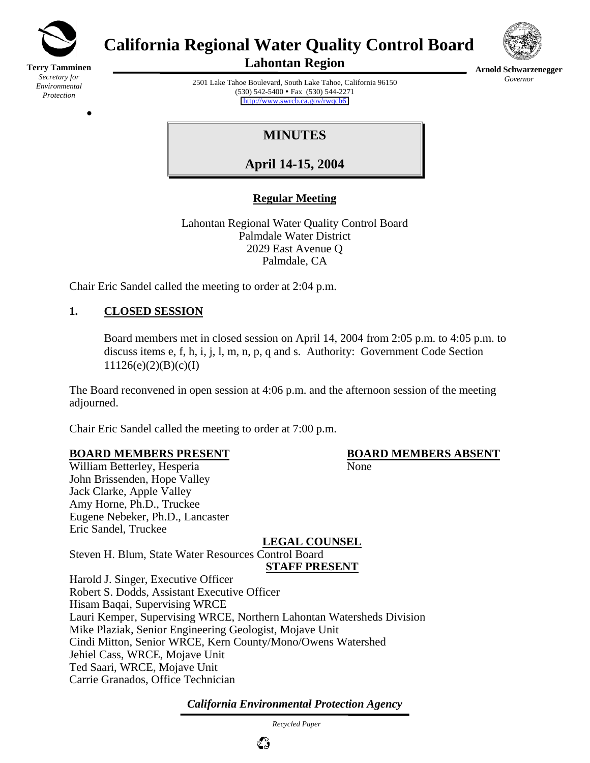# California Regional Water Quality Control Board

## Lahontan Region

**Terry Tamminen**
*Secretary for Environmental Protection*

2501 Lake Tahoe Boulevard, South Lake Tahoe, California 96150
(530) 542-5400 • Fax (530) 544-2271
http://www.swrcb.ca.gov/rwqcb6

**Arnold Schwarzenegger**
*Governor*

## MINUTES

## April 14-15, 2004

### Regular Meeting

Lahontan Regional Water Quality Control Board
Palmdale Water District
2029 East Avenue Q
Palmdale, CA

Chair Eric Sandel called the meeting to order at 2:04 p.m.

## 1. CLOSED SESSION

Board members met in closed session on April 14, 2004 from 2:05 p.m. to 4:05 p.m. to discuss items e, f, h, i, j, l, m, n, p, q and s. Authority: Government Code Section 11126(e)(2)(B)(c)(I)

The Board reconvened in open session at 4:06 p.m. and the afternoon session of the meeting adjourned.

Chair Eric Sandel called the meeting to order at 7:00 p.m.

**BOARD MEMBERS PRESENT**

William Betterley, Hesperia
John Brissenden, Hope Valley
Jack Clarke, Apple Valley
Amy Horne, Ph.D., Truckee
Eugene Nebeker, Ph.D., Lancaster
Eric Sandel, Truckee

**BOARD MEMBERS ABSENT**

None

**LEGAL COUNSEL**

Steven H. Blum, State Water Resources Control Board

**STAFF PRESENT**

Harold J. Singer, Executive Officer
Robert S. Dodds, Assistant Executive Officer
Hisam Baqai, Supervising WRCE
Lauri Kemper, Supervising WRCE, Northern Lahontan Watersheds Division
Mike Plaziak, Senior Engineering Geologist, Mojave Unit
Cindi Mitton, Senior WRCE, Kern County/Mono/Owens Watershed
Jehiel Cass, WRCE, Mojave Unit
Ted Saari, WRCE, Mojave Unit
Carrie Granados, Office Technician

*California Environmental Protection Agency*

*Recycled Paper*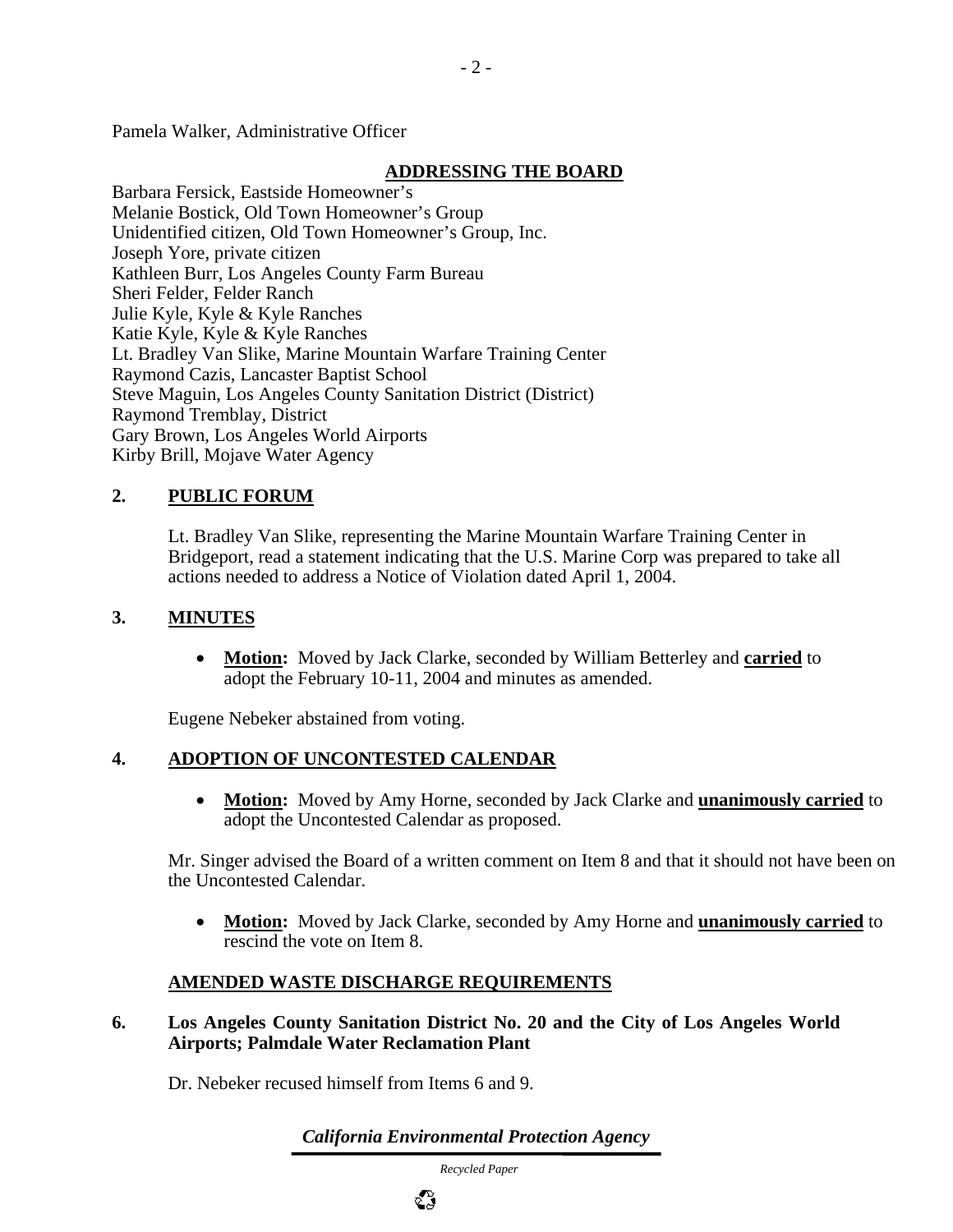Pamela Walker, Administrative Officer

**ADDRESSING THE BOARD**

Barbara Fersick, Eastside Homeowner's
Melanie Bostick, Old Town Homeowner's Group
Unidentified citizen, Old Town Homeowner's Group, Inc.
Joseph Yore, private citizen
Kathleen Burr, Los Angeles County Farm Bureau
Sheri Felder, Felder Ranch
Julie Kyle, Kyle & Kyle Ranches
Katie Kyle, Kyle & Kyle Ranches
Lt. Bradley Van Slike, Marine Mountain Warfare Training Center
Raymond Cazis, Lancaster Baptist School
Steve Maguin, Los Angeles County Sanitation District (District)
Raymond Tremblay, District
Gary Brown, Los Angeles World Airports
Kirby Brill, Mojave Water Agency

## 2. PUBLIC FORUM

Lt. Bradley Van Slike, representing the Marine Mountain Warfare Training Center in Bridgeport, read a statement indicating that the U.S. Marine Corp was prepared to take all actions needed to address a Notice of Violation dated April 1, 2004.

## 3. MINUTES

- **Motion:** Moved by Jack Clarke, seconded by William Betterley and **carried** to adopt the February 10-11, 2004 and minutes as amended.

Eugene Nebeker abstained from voting.

## 4. ADOPTION OF UNCONTESTED CALENDAR

- **Motion:** Moved by Amy Horne, seconded by Jack Clarke and **unanimously carried** to adopt the Uncontested Calendar as proposed.

Mr. Singer advised the Board of a written comment on Item 8 and that it should not have been on the Uncontested Calendar.

- **Motion:** Moved by Jack Clarke, seconded by Amy Horne and **unanimously carried** to rescind the vote on Item 8.

## AMENDED WASTE DISCHARGE REQUIREMENTS

### 6. Los Angeles County Sanitation District No. 20 and the City of Los Angeles World Airports; Palmdale Water Reclamation Plant

Dr. Nebeker recused himself from Items 6 and 9.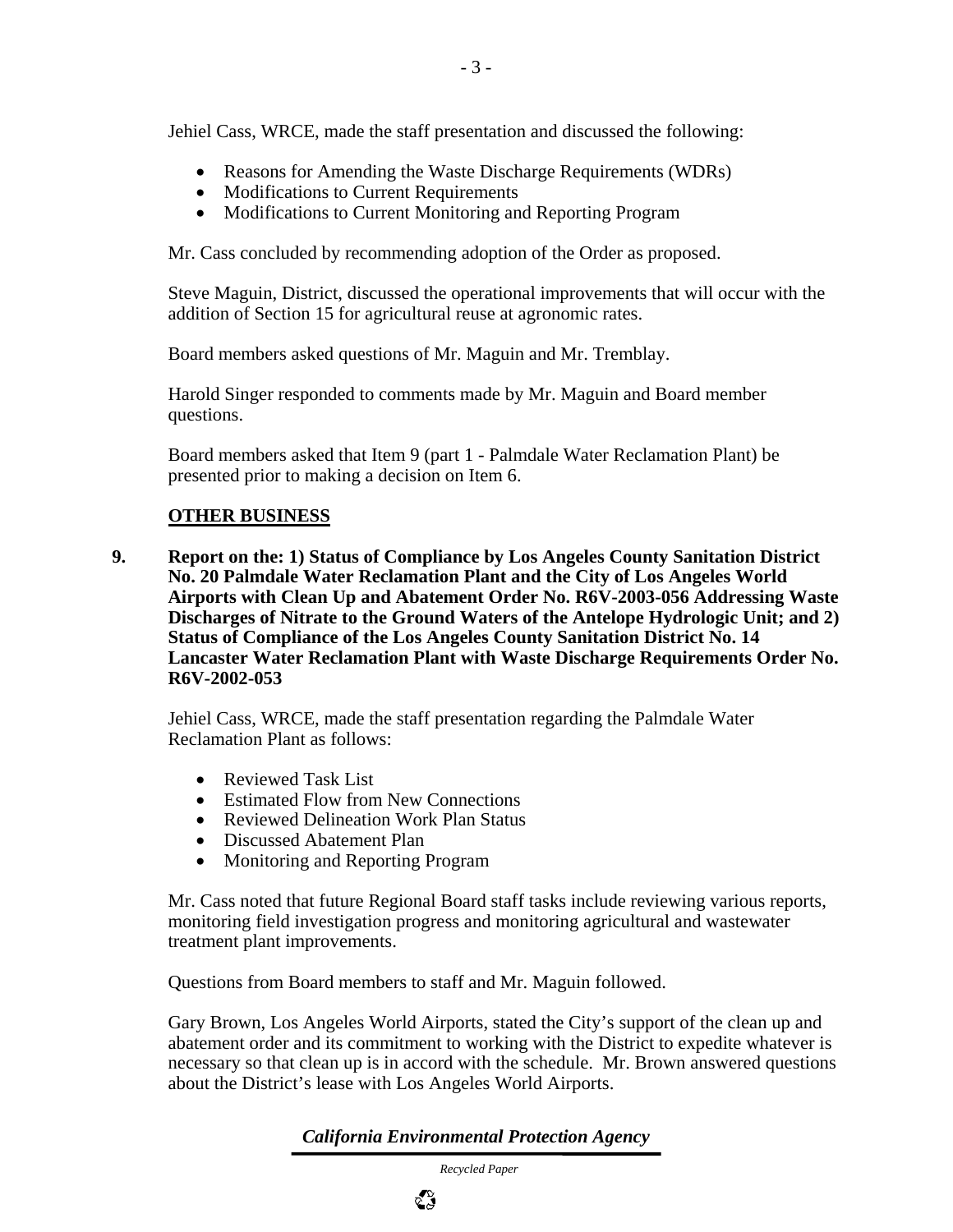Jehiel Cass, WRCE, made the staff presentation and discussed the following:

- Reasons for Amending the Waste Discharge Requirements (WDRs)
- Modifications to Current Requirements
- Modifications to Current Monitoring and Reporting Program

Mr. Cass concluded by recommending adoption of the Order as proposed.

Steve Maguin, District, discussed the operational improvements that will occur with the addition of Section 15 for agricultural reuse at agronomic rates.

Board members asked questions of Mr. Maguin and Mr. Tremblay.

Harold Singer responded to comments made by Mr. Maguin and Board member questions.

Board members asked that Item 9 (part 1 - Palmdale Water Reclamation Plant) be presented prior to making a decision on Item 6.

**OTHER BUSINESS**

**9. Report on the: 1) Status of Compliance by Los Angeles County Sanitation District No. 20 Palmdale Water Reclamation Plant and the City of Los Angeles World Airports with Clean Up and Abatement Order No. R6V-2003-056 Addressing Waste Discharges of Nitrate to the Ground Waters of the Antelope Hydrologic Unit; and 2) Status of Compliance of the Los Angeles County Sanitation District No. 14 Lancaster Water Reclamation Plant with Waste Discharge Requirements Order No. R6V-2002-053**

Jehiel Cass, WRCE, made the staff presentation regarding the Palmdale Water Reclamation Plant as follows:

- Reviewed Task List
- Estimated Flow from New Connections
- Reviewed Delineation Work Plan Status
- Discussed Abatement Plan
- Monitoring and Reporting Program

Mr. Cass noted that future Regional Board staff tasks include reviewing various reports, monitoring field investigation progress and monitoring agricultural and wastewater treatment plant improvements.

Questions from Board members to staff and Mr. Maguin followed.

Gary Brown, Los Angeles World Airports, stated the City's support of the clean up and abatement order and its commitment to working with the District to expedite whatever is necessary so that clean up is in accord with the schedule. Mr. Brown answered questions about the District's lease with Los Angeles World Airports.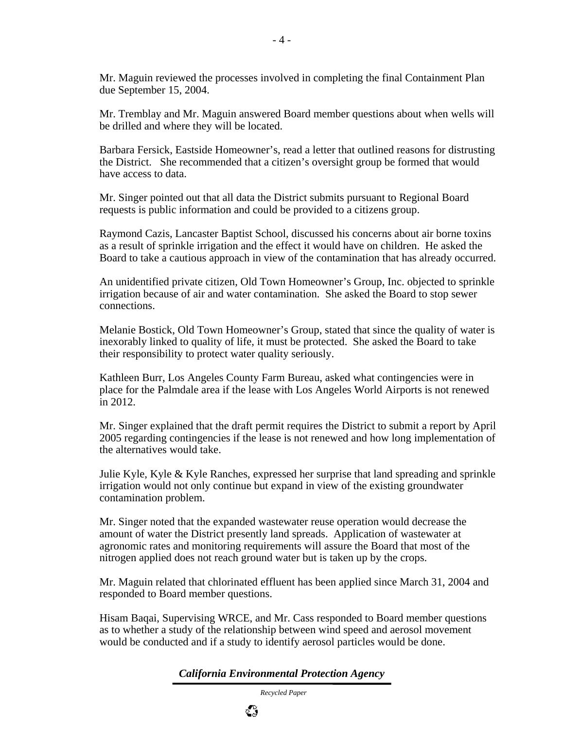Mr. Maguin reviewed the processes involved in completing the final Containment Plan due September 15, 2004.

Mr. Tremblay and Mr. Maguin answered Board member questions about when wells will be drilled and where they will be located.

Barbara Fersick, Eastside Homeowner's, read a letter that outlined reasons for distrusting the District. She recommended that a citizen's oversight group be formed that would have access to data.

Mr. Singer pointed out that all data the District submits pursuant to Regional Board requests is public information and could be provided to a citizens group.

Raymond Cazis, Lancaster Baptist School, discussed his concerns about air borne toxins as a result of sprinkle irrigation and the effect it would have on children. He asked the Board to take a cautious approach in view of the contamination that has already occurred.

An unidentified private citizen, Old Town Homeowner's Group, Inc. objected to sprinkle irrigation because of air and water contamination. She asked the Board to stop sewer connections.

Melanie Bostick, Old Town Homeowner's Group, stated that since the quality of water is inexorably linked to quality of life, it must be protected. She asked the Board to take their responsibility to protect water quality seriously.

Kathleen Burr, Los Angeles County Farm Bureau, asked what contingencies were in place for the Palmdale area if the lease with Los Angeles World Airports is not renewed in 2012.

Mr. Singer explained that the draft permit requires the District to submit a report by April 2005 regarding contingencies if the lease is not renewed and how long implementation of the alternatives would take.

Julie Kyle, Kyle & Kyle Ranches, expressed her surprise that land spreading and sprinkle irrigation would not only continue but expand in view of the existing groundwater contamination problem.

Mr. Singer noted that the expanded wastewater reuse operation would decrease the amount of water the District presently land spreads. Application of wastewater at agronomic rates and monitoring requirements will assure the Board that most of the nitrogen applied does not reach ground water but is taken up by the crops.

Mr. Maguin related that chlorinated effluent has been applied since March 31, 2004 and responded to Board member questions.

Hisam Baqai, Supervising WRCE, and Mr. Cass responded to Board member questions as to whether a study of the relationship between wind speed and aerosol movement would be conducted and if a study to identify aerosol particles would be done.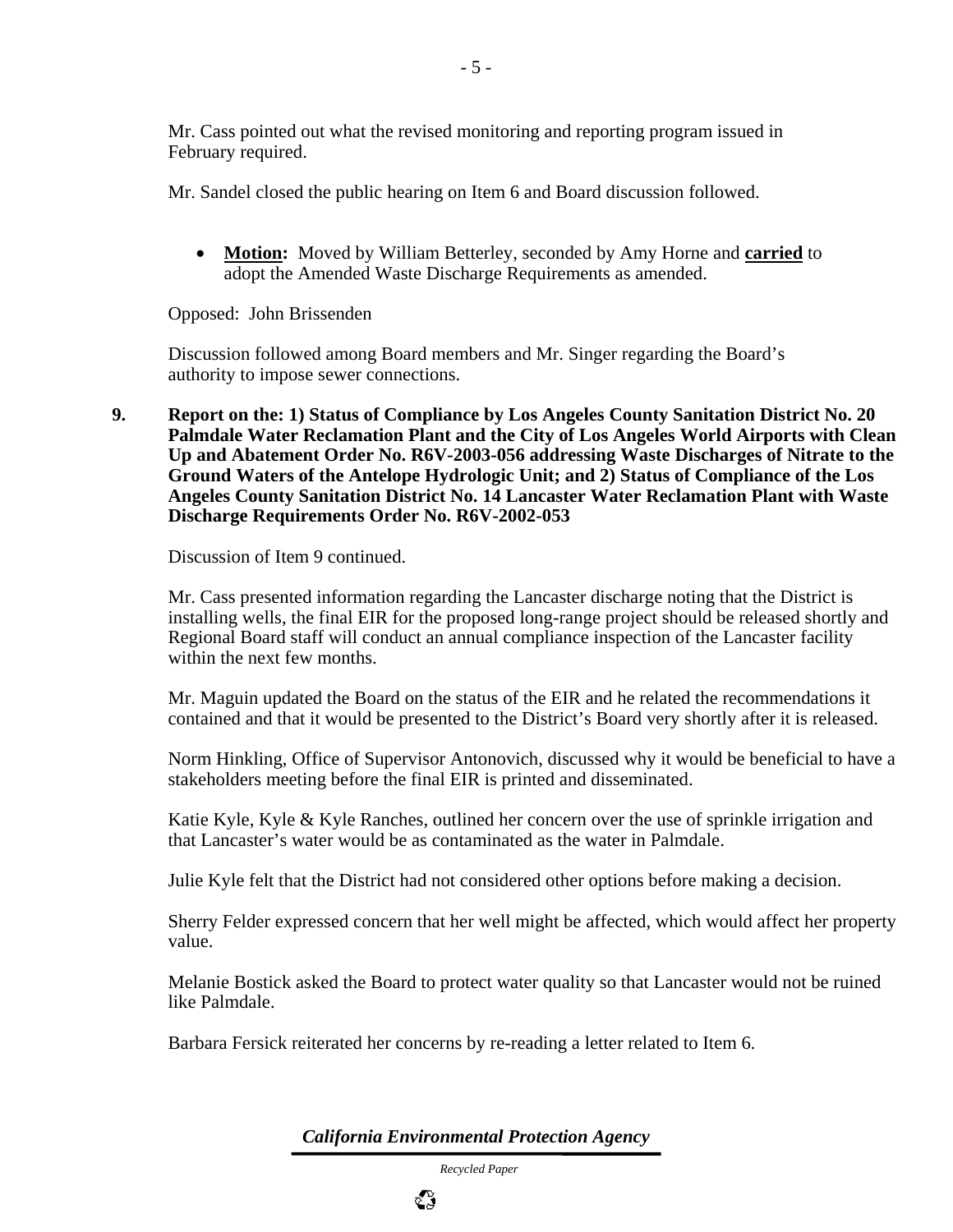Mr. Cass pointed out what the revised monitoring and reporting program issued in February required.

Mr. Sandel closed the public hearing on Item 6 and Board discussion followed.

- **Motion:** Moved by William Betterley, seconded by Amy Horne and **carried** to adopt the Amended Waste Discharge Requirements as amended.

Opposed: John Brissenden

Discussion followed among Board members and Mr. Singer regarding the Board's authority to impose sewer connections.

**9. Report on the: 1) Status of Compliance by Los Angeles County Sanitation District No. 20 Palmdale Water Reclamation Plant and the City of Los Angeles World Airports with Clean Up and Abatement Order No. R6V-2003-056 addressing Waste Discharges of Nitrate to the Ground Waters of the Antelope Hydrologic Unit; and 2) Status of Compliance of the Los Angeles County Sanitation District No. 14 Lancaster Water Reclamation Plant with Waste Discharge Requirements Order No. R6V-2002-053**

Discussion of Item 9 continued.

Mr. Cass presented information regarding the Lancaster discharge noting that the District is installing wells, the final EIR for the proposed long-range project should be released shortly and Regional Board staff will conduct an annual compliance inspection of the Lancaster facility within the next few months.

Mr. Maguin updated the Board on the status of the EIR and he related the recommendations it contained and that it would be presented to the District's Board very shortly after it is released.

Norm Hinkling, Office of Supervisor Antonovich, discussed why it would be beneficial to have a stakeholders meeting before the final EIR is printed and disseminated.

Katie Kyle, Kyle & Kyle Ranches, outlined her concern over the use of sprinkle irrigation and that Lancaster's water would be as contaminated as the water in Palmdale.

Julie Kyle felt that the District had not considered other options before making a decision.

Sherry Felder expressed concern that her well might be affected, which would affect her property value.

Melanie Bostick asked the Board to protect water quality so that Lancaster would not be ruined like Palmdale.

Barbara Fersick reiterated her concerns by re-reading a letter related to Item 6.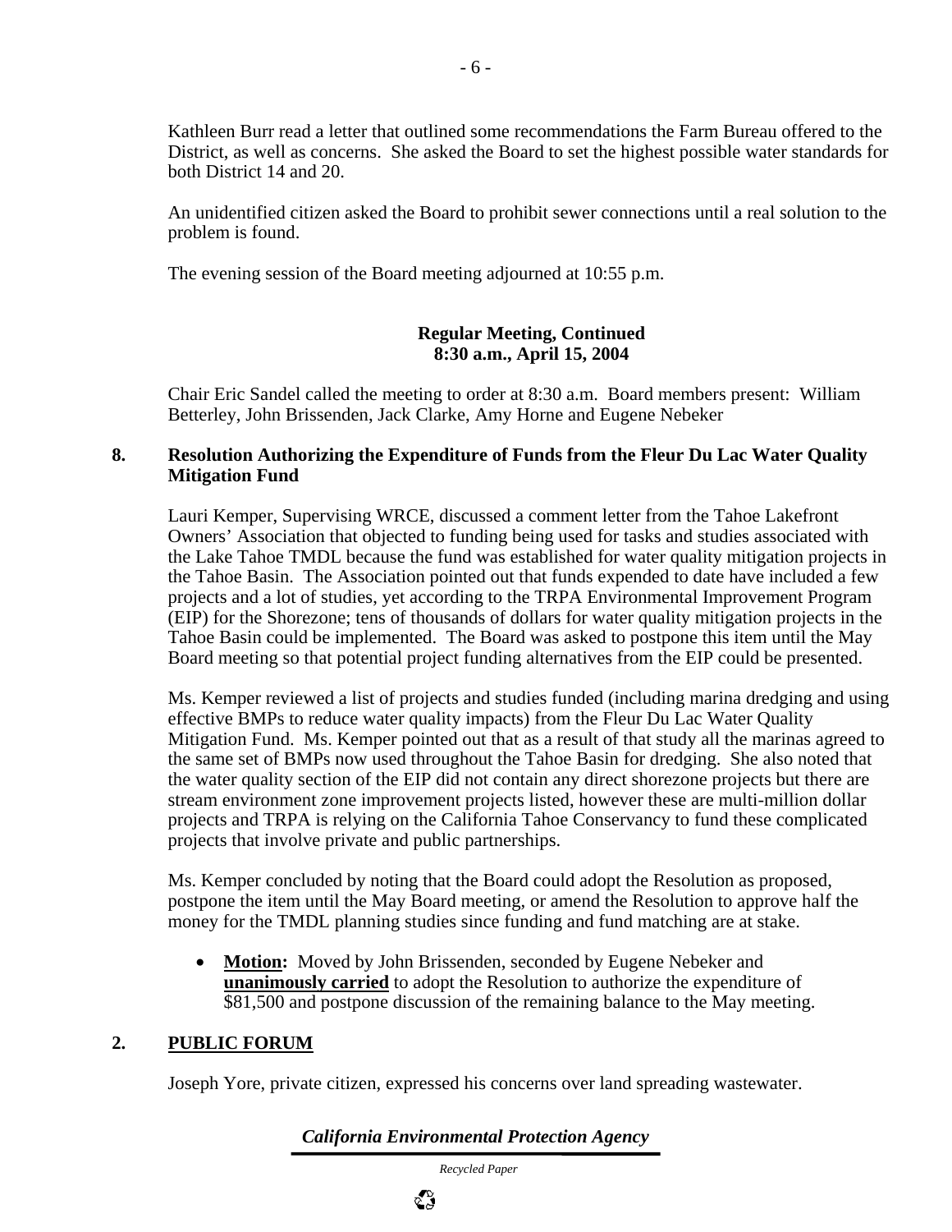Kathleen Burr read a letter that outlined some recommendations the Farm Bureau offered to the District, as well as concerns. She asked the Board to set the highest possible water standards for both District 14 and 20.

An unidentified citizen asked the Board to prohibit sewer connections until a real solution to the problem is found.

The evening session of the Board meeting adjourned at 10:55 p.m.

**Regular Meeting, Continued**
**8:30 a.m., April 15, 2004**

Chair Eric Sandel called the meeting to order at 8:30 a.m. Board members present: William Betterley, John Brissenden, Jack Clarke, Amy Horne and Eugene Nebeker

**8. Resolution Authorizing the Expenditure of Funds from the Fleur Du Lac Water Quality Mitigation Fund**

Lauri Kemper, Supervising WRCE, discussed a comment letter from the Tahoe Lakefront Owners' Association that objected to funding being used for tasks and studies associated with the Lake Tahoe TMDL because the fund was established for water quality mitigation projects in the Tahoe Basin. The Association pointed out that funds expended to date have included a few projects and a lot of studies, yet according to the TRPA Environmental Improvement Program (EIP) for the Shorezone; tens of thousands of dollars for water quality mitigation projects in the Tahoe Basin could be implemented. The Board was asked to postpone this item until the May Board meeting so that potential project funding alternatives from the EIP could be presented.

Ms. Kemper reviewed a list of projects and studies funded (including marina dredging and using effective BMPs to reduce water quality impacts) from the Fleur Du Lac Water Quality Mitigation Fund. Ms. Kemper pointed out that as a result of that study all the marinas agreed to the same set of BMPs now used throughout the Tahoe Basin for dredging. She also noted that the water quality section of the EIP did not contain any direct shorezone projects but there are stream environment zone improvement projects listed, however these are multi-million dollar projects and TRPA is relying on the California Tahoe Conservancy to fund these complicated projects that involve private and public partnerships.

Ms. Kemper concluded by noting that the Board could adopt the Resolution as proposed, postpone the item until the May Board meeting, or amend the Resolution to approve half the money for the TMDL planning studies since funding and fund matching are at stake.

- **Motion:** Moved by John Brissenden, seconded by Eugene Nebeker and **unanimously carried** to adopt the Resolution to authorize the expenditure of $81,500 and postpone discussion of the remaining balance to the May meeting.

**2. PUBLIC FORUM**

Joseph Yore, private citizen, expressed his concerns over land spreading wastewater.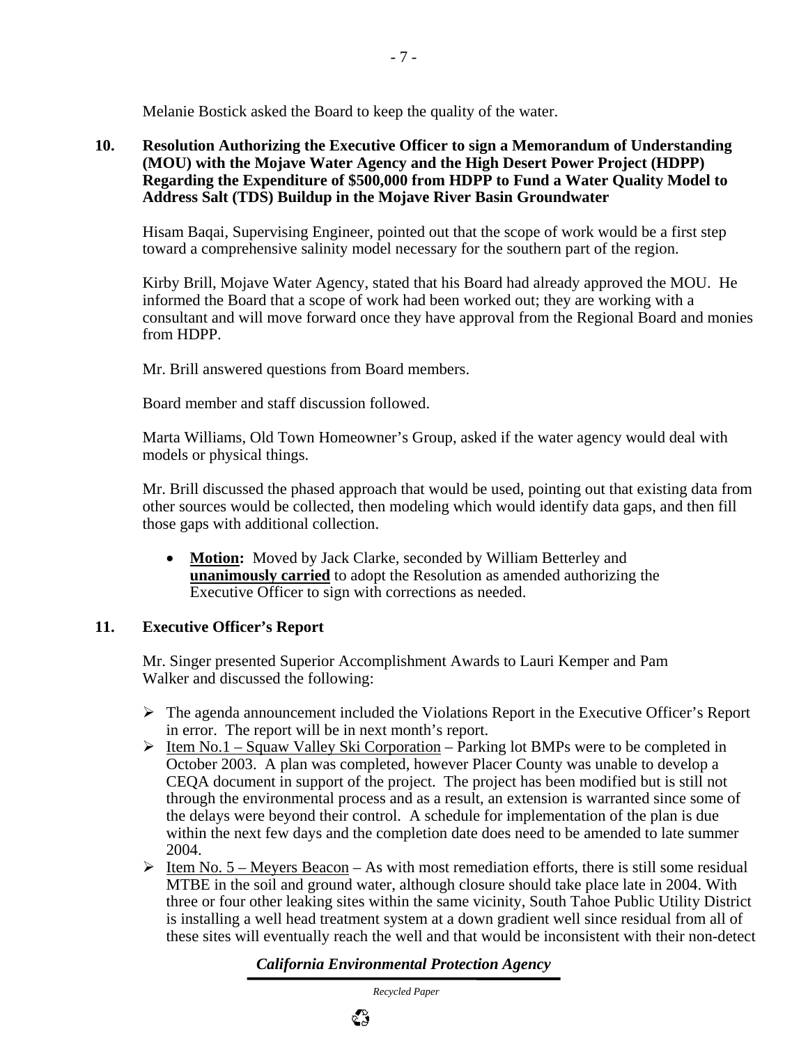Melanie Bostick asked the Board to keep the quality of the water.

**10. Resolution Authorizing the Executive Officer to sign a Memorandum of Understanding (MOU) with the Mojave Water Agency and the High Desert Power Project (HDPP) Regarding the Expenditure of $500,000 from HDPP to Fund a Water Quality Model to Address Salt (TDS) Buildup in the Mojave River Basin Groundwater**

Hisam Baqai, Supervising Engineer, pointed out that the scope of work would be a first step toward a comprehensive salinity model necessary for the southern part of the region.

Kirby Brill, Mojave Water Agency, stated that his Board had already approved the MOU. He informed the Board that a scope of work had been worked out; they are working with a consultant and will move forward once they have approval from the Regional Board and monies from HDPP.

Mr. Brill answered questions from Board members.

Board member and staff discussion followed.

Marta Williams, Old Town Homeowner's Group, asked if the water agency would deal with models or physical things.

Mr. Brill discussed the phased approach that would be used, pointing out that existing data from other sources would be collected, then modeling which would identify data gaps, and then fill those gaps with additional collection.

- **Motion:** Moved by Jack Clarke, seconded by William Betterley and **unanimously carried** to adopt the Resolution as amended authorizing the Executive Officer to sign with corrections as needed.

**11. Executive Officer's Report**

Mr. Singer presented Superior Accomplishment Awards to Lauri Kemper and Pam Walker and discussed the following:

- The agenda announcement included the Violations Report in the Executive Officer's Report in error. The report will be in next month's report.
- Item No.1 – Squaw Valley Ski Corporation – Parking lot BMPs were to be completed in October 2003. A plan was completed, however Placer County was unable to develop a CEQA document in support of the project. The project has been modified but is still not through the environmental process and as a result, an extension is warranted since some of the delays were beyond their control. A schedule for implementation of the plan is due within the next few days and the completion date does need to be amended to late summer 2004.
- Item No. 5 – Meyers Beacon – As with most remediation efforts, there is still some residual MTBE in the soil and ground water, although closure should take place late in 2004. With three or four other leaking sites within the same vicinity, South Tahoe Public Utility District is installing a well head treatment system at a down gradient well since residual from all of these sites will eventually reach the well and that would be inconsistent with their non-detect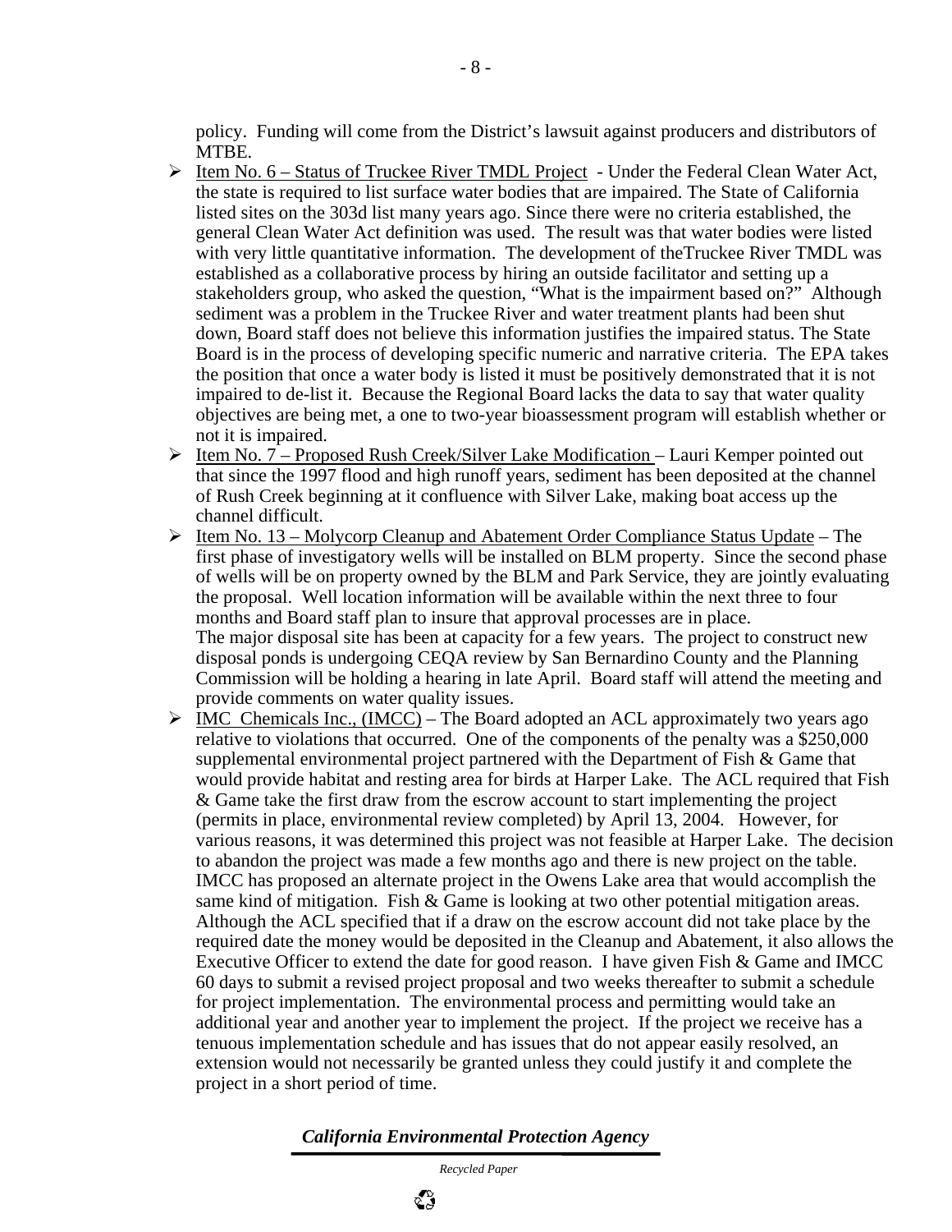policy. Funding will come from the District's lawsuit against producers and distributors of MTBE.

- Item No. 6 – Status of Truckee River TMDL Project - Under the Federal Clean Water Act, the state is required to list surface water bodies that are impaired. The State of California listed sites on the 303d list many years ago. Since there were no criteria established, the general Clean Water Act definition was used. The result was that water bodies were listed with very little quantitative information. The development of theTruckee River TMDL was established as a collaborative process by hiring an outside facilitator and setting up a stakeholders group, who asked the question, "What is the impairment based on?" Although sediment was a problem in the Truckee River and water treatment plants had been shut down, Board staff does not believe this information justifies the impaired status. The State Board is in the process of developing specific numeric and narrative criteria. The EPA takes the position that once a water body is listed it must be positively demonstrated that it is not impaired to de-list it. Because the Regional Board lacks the data to say that water quality objectives are being met, a one to two-year bioassessment program will establish whether or not it is impaired.
- Item No. 7 – Proposed Rush Creek/Silver Lake Modification – Lauri Kemper pointed out that since the 1997 flood and high runoff years, sediment has been deposited at the channel of Rush Creek beginning at it confluence with Silver Lake, making boat access up the channel difficult.
- Item No. 13 – Molycorp Cleanup and Abatement Order Compliance Status Update – The first phase of investigatory wells will be installed on BLM property. Since the second phase of wells will be on property owned by the BLM and Park Service, they are jointly evaluating the proposal. Well location information will be available within the next three to four months and Board staff plan to insure that approval processes are in place.
  The major disposal site has been at capacity for a few years. The project to construct new disposal ponds is undergoing CEQA review by San Bernardino County and the Planning Commission will be holding a hearing in late April. Board staff will attend the meeting and provide comments on water quality issues.
- IMC Chemicals Inc., (IMCC) – The Board adopted an ACL approximately two years ago relative to violations that occurred. One of the components of the penalty was a $250,000 supplemental environmental project partnered with the Department of Fish & Game that would provide habitat and resting area for birds at Harper Lake. The ACL required that Fish & Game take the first draw from the escrow account to start implementing the project (permits in place, environmental review completed) by April 13, 2004. However, for various reasons, it was determined this project was not feasible at Harper Lake. The decision to abandon the project was made a few months ago and there is new project on the table. IMCC has proposed an alternate project in the Owens Lake area that would accomplish the same kind of mitigation. Fish & Game is looking at two other potential mitigation areas. Although the ACL specified that if a draw on the escrow account did not take place by the required date the money would be deposited in the Cleanup and Abatement, it also allows the Executive Officer to extend the date for good reason. I have given Fish & Game and IMCC 60 days to submit a revised project proposal and two weeks thereafter to submit a schedule for project implementation. The environmental process and permitting would take an additional year and another year to implement the project. If the project we receive has a tenuous implementation schedule and has issues that do not appear easily resolved, an extension would not necessarily be granted unless they could justify it and complete the project in a short period of time.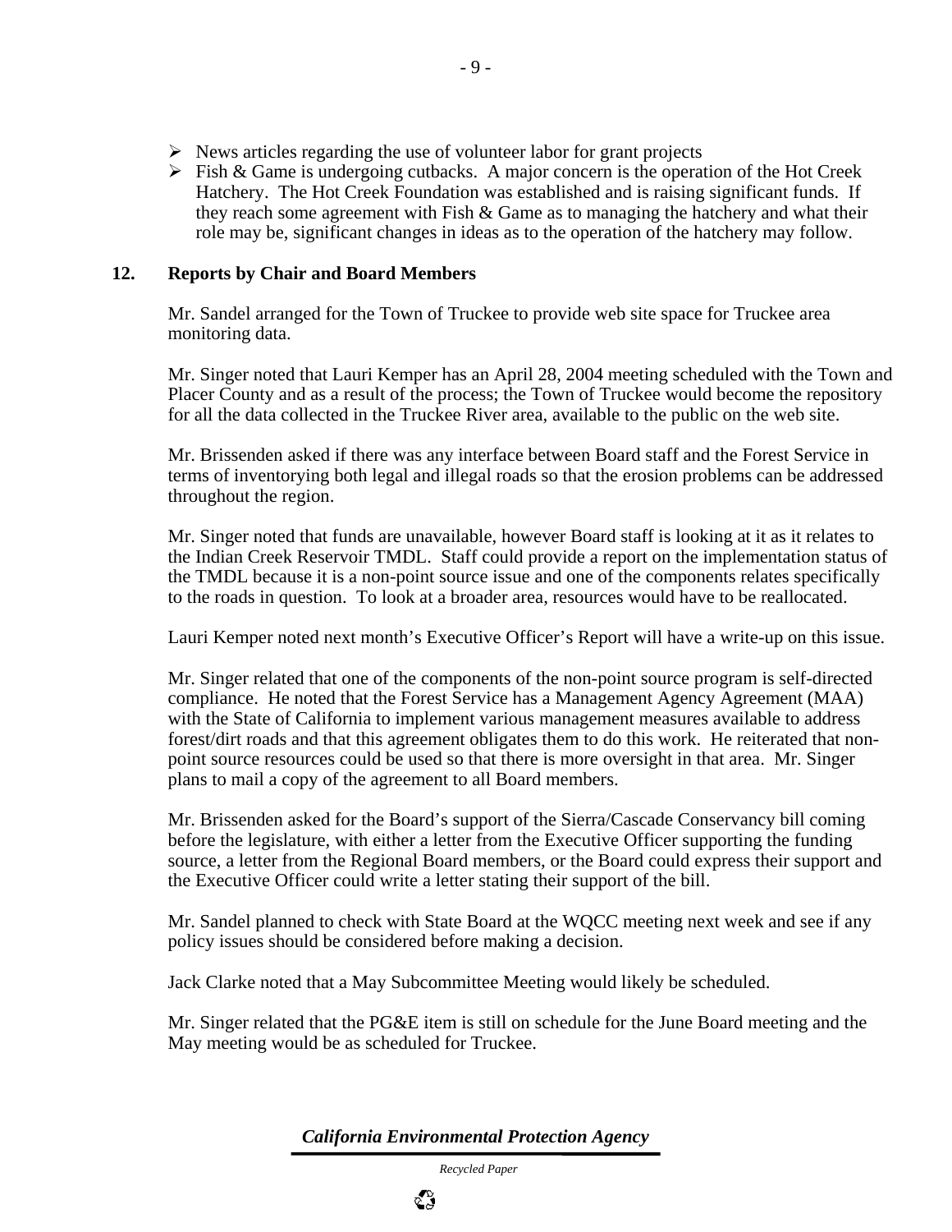- News articles regarding the use of volunteer labor for grant projects
- Fish & Game is undergoing cutbacks. A major concern is the operation of the Hot Creek Hatchery. The Hot Creek Foundation was established and is raising significant funds. If they reach some agreement with Fish & Game as to managing the hatchery and what their role may be, significant changes in ideas as to the operation of the hatchery may follow.

## 12. Reports by Chair and Board Members

Mr. Sandel arranged for the Town of Truckee to provide web site space for Truckee area monitoring data.

Mr. Singer noted that Lauri Kemper has an April 28, 2004 meeting scheduled with the Town and Placer County and as a result of the process; the Town of Truckee would become the repository for all the data collected in the Truckee River area, available to the public on the web site.

Mr. Brissenden asked if there was any interface between Board staff and the Forest Service in terms of inventorying both legal and illegal roads so that the erosion problems can be addressed throughout the region.

Mr. Singer noted that funds are unavailable, however Board staff is looking at it as it relates to the Indian Creek Reservoir TMDL. Staff could provide a report on the implementation status of the TMDL because it is a non-point source issue and one of the components relates specifically to the roads in question. To look at a broader area, resources would have to be reallocated.

Lauri Kemper noted next month's Executive Officer's Report will have a write-up on this issue.

Mr. Singer related that one of the components of the non-point source program is self-directed compliance. He noted that the Forest Service has a Management Agency Agreement (MAA) with the State of California to implement various management measures available to address forest/dirt roads and that this agreement obligates them to do this work. He reiterated that non-point source resources could be used so that there is more oversight in that area. Mr. Singer plans to mail a copy of the agreement to all Board members.

Mr. Brissenden asked for the Board's support of the Sierra/Cascade Conservancy bill coming before the legislature, with either a letter from the Executive Officer supporting the funding source, a letter from the Regional Board members, or the Board could express their support and the Executive Officer could write a letter stating their support of the bill.

Mr. Sandel planned to check with State Board at the WQCC meeting next week and see if any policy issues should be considered before making a decision.

Jack Clarke noted that a May Subcommittee Meeting would likely be scheduled.

Mr. Singer related that the PG&E item is still on schedule for the June Board meeting and the May meeting would be as scheduled for Truckee.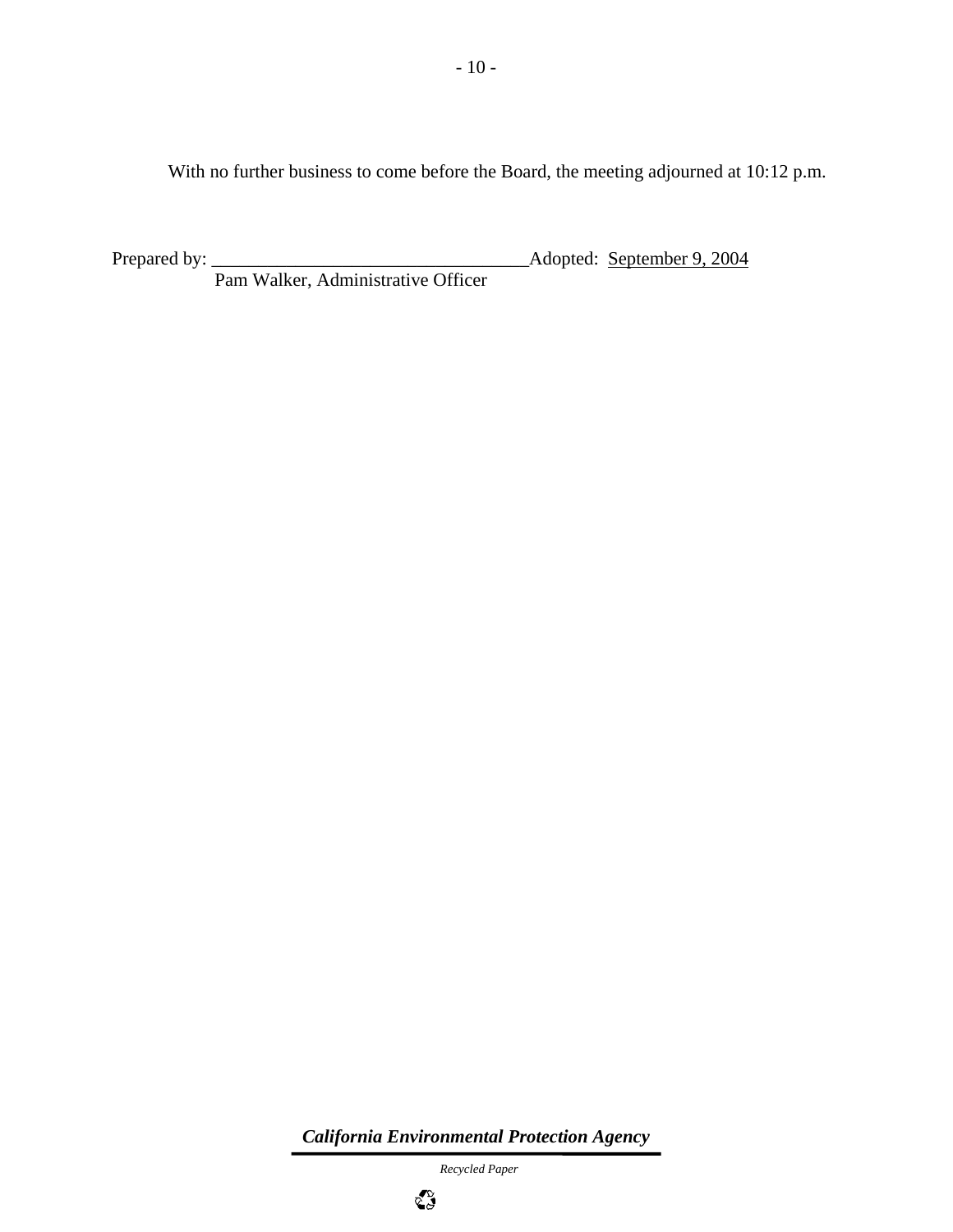With no further business to come before the Board, the meeting adjourned at 10:12 p.m.

Prepared by: ___________________________________ Adopted: September 9, 2004
Pam Walker, Administrative Officer

***California Environmental Protection Agency***

*Recycled Paper*